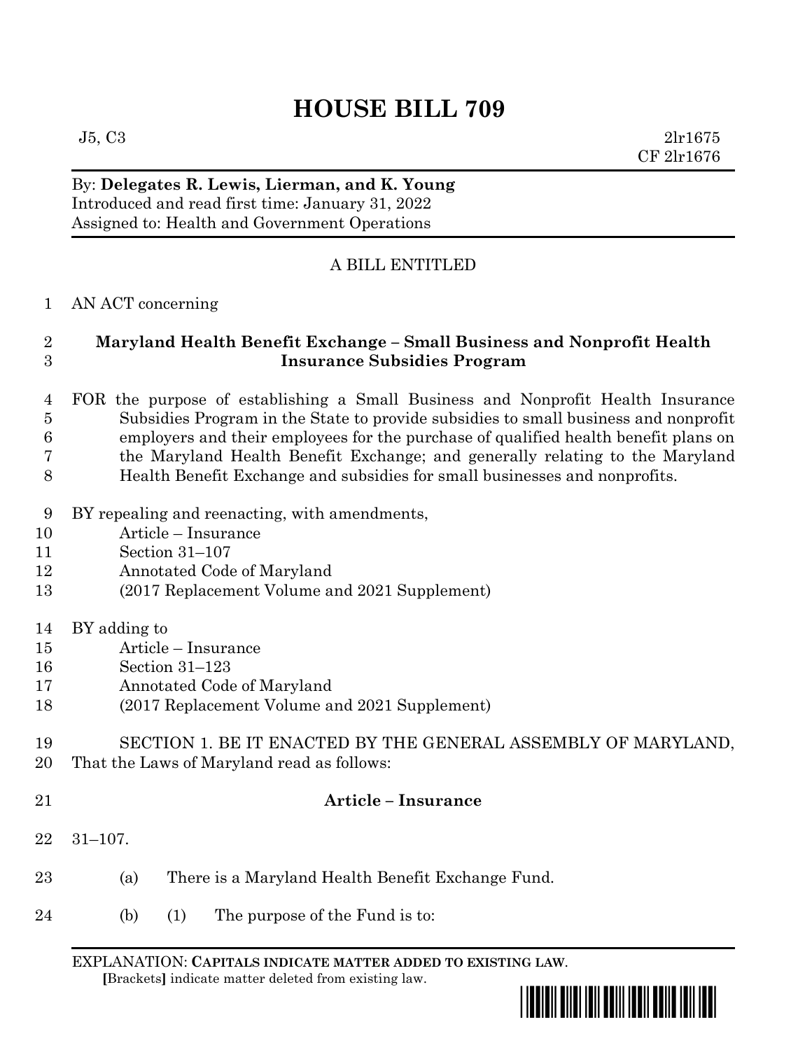# HOUSE BILL 709

J5, C3 2lr1675
CF 2lr1676

By: **Delegates R. Lewis, Lierman, and K. Young**
Introduced and read first time: January 31, 2022
Assigned to: Health and Government Operations

A BILL ENTITLED

1 AN ACT concerning

2 **Maryland Health Benefit Exchange – Small Business and Nonprofit Health**
3 **Insurance Subsidies Program**

4 FOR the purpose of establishing a Small Business and Nonprofit Health Insurance
5 Subsidies Program in the State to provide subsidies to small business and nonprofit
6 employers and their employees for the purchase of qualified health benefit plans on
7 the Maryland Health Benefit Exchange; and generally relating to the Maryland
8 Health Benefit Exchange and subsidies for small businesses and nonprofits.

9 BY repealing and reenacting, with amendments,
10 Article – Insurance
11 Section 31–107
12 Annotated Code of Maryland
13 (2017 Replacement Volume and 2021 Supplement)

14 BY adding to
15 Article – Insurance
16 Section 31–123
17 Annotated Code of Maryland
18 (2017 Replacement Volume and 2021 Supplement)

19 SECTION 1. BE IT ENACTED BY THE GENERAL ASSEMBLY OF MARYLAND,
20 That the Laws of Maryland read as follows:

21 **Article – Insurance**

22 31–107.

23 (a) There is a Maryland Health Benefit Exchange Fund.

24 (b) (1) The purpose of the Fund is to:

EXPLANATION: **CAPITALS INDICATE MATTER ADDED TO EXISTING LAW**.
**[**Brackets**]** indicate matter deleted from existing law.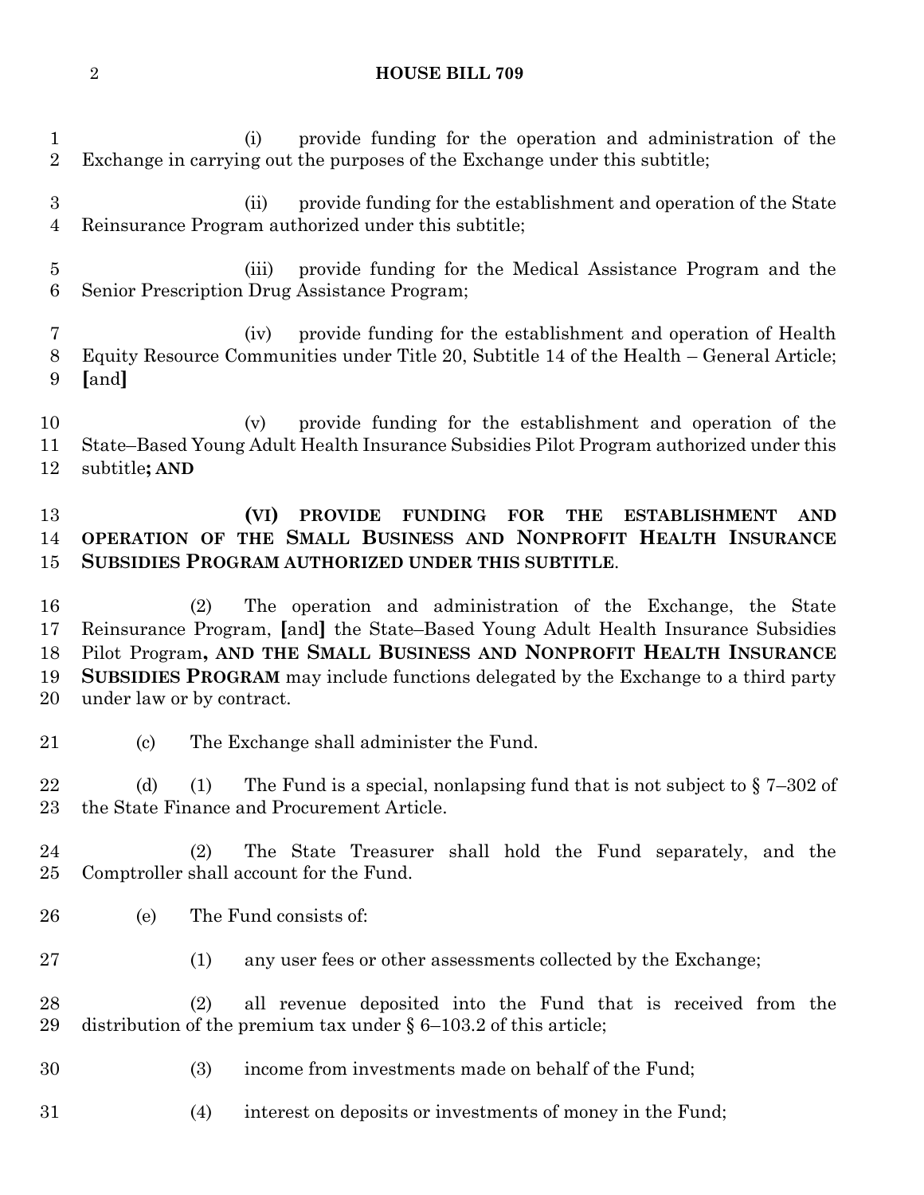(i) provide funding for the operation and administration of the Exchange in carrying out the purposes of the Exchange under this subtitle;

(ii) provide funding for the establishment and operation of the State Reinsurance Program authorized under this subtitle;

(iii) provide funding for the Medical Assistance Program and the Senior Prescription Drug Assistance Program;

(iv) provide funding for the establishment and operation of Health Equity Resource Communities under Title 20, Subtitle 14 of the Health – General Article; **[**and**]**

(v) provide funding for the establishment and operation of the State–Based Young Adult Health Insurance Subsidies Pilot Program authorized under this subtitle**; AND**

**(VI) PROVIDE FUNDING FOR THE ESTABLISHMENT AND OPERATION OF THE SMALL BUSINESS AND NONPROFIT HEALTH INSURANCE SUBSIDIES PROGRAM AUTHORIZED UNDER THIS SUBTITLE**.

(2) The operation and administration of the Exchange, the State Reinsurance Program, **[**and**]** the State–Based Young Adult Health Insurance Subsidies Pilot Program**, AND THE SMALL BUSINESS AND NONPROFIT HEALTH INSURANCE SUBSIDIES PROGRAM** may include functions delegated by the Exchange to a third party under law or by contract.

(c) The Exchange shall administer the Fund.

(d) (1) The Fund is a special, nonlapsing fund that is not subject to § 7–302 of the State Finance and Procurement Article.

(2) The State Treasurer shall hold the Fund separately, and the Comptroller shall account for the Fund.

(e) The Fund consists of:

(1) any user fees or other assessments collected by the Exchange;

(2) all revenue deposited into the Fund that is received from the distribution of the premium tax under § 6–103.2 of this article;

(3) income from investments made on behalf of the Fund;

(4) interest on deposits or investments of money in the Fund;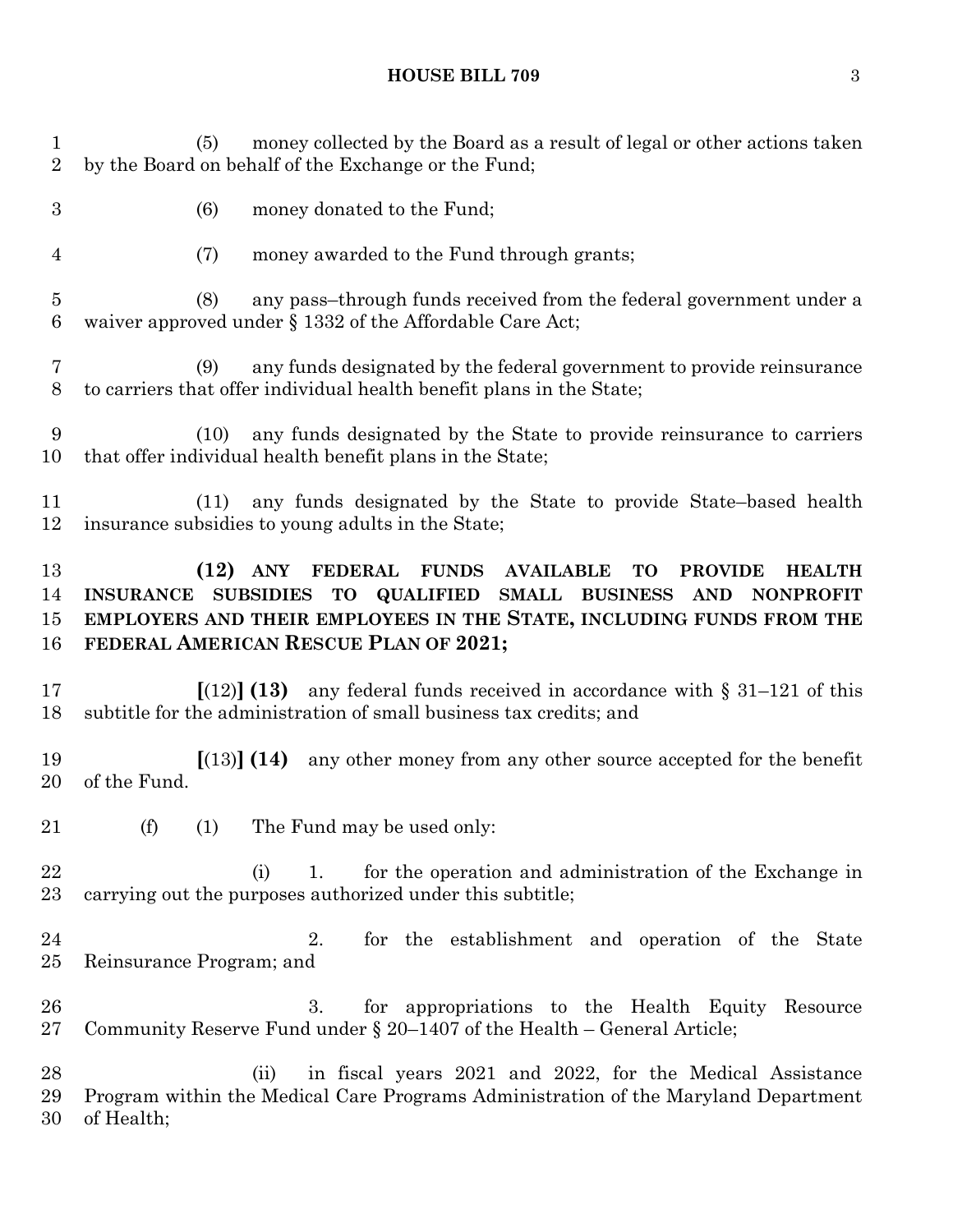(5) money collected by the Board as a result of legal or other actions taken by the Board on behalf of the Exchange or the Fund;

(6) money donated to the Fund;

(7) money awarded to the Fund through grants;

(8) any pass–through funds received from the federal government under a waiver approved under § 1332 of the Affordable Care Act;

(9) any funds designated by the federal government to provide reinsurance to carriers that offer individual health benefit plans in the State;

(10) any funds designated by the State to provide reinsurance to carriers that offer individual health benefit plans in the State;

(11) any funds designated by the State to provide State–based health insurance subsidies to young adults in the State;

**(12) ANY FEDERAL FUNDS AVAILABLE TO PROVIDE HEALTH INSURANCE SUBSIDIES TO QUALIFIED SMALL BUSINESS AND NONPROFIT EMPLOYERS AND THEIR EMPLOYEES IN THE STATE, INCLUDING FUNDS FROM THE FEDERAL AMERICAN RESCUE PLAN OF 2021;**

**[**(12)**] (13)** any federal funds received in accordance with § 31–121 of this subtitle for the administration of small business tax credits; and

**[**(13)**] (14)** any other money from any other source accepted for the benefit of the Fund.

(f) (1) The Fund may be used only:

(i) 1. for the operation and administration of the Exchange in carrying out the purposes authorized under this subtitle;

2. for the establishment and operation of the State Reinsurance Program; and

3. for appropriations to the Health Equity Resource Community Reserve Fund under § 20–1407 of the Health – General Article;

(ii) in fiscal years 2021 and 2022, for the Medical Assistance Program within the Medical Care Programs Administration of the Maryland Department of Health;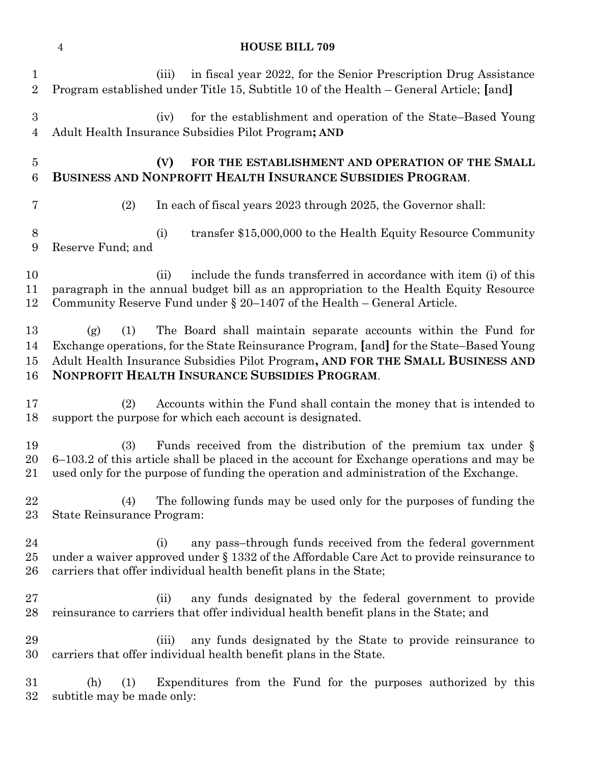(iii) in fiscal year 2022, for the Senior Prescription Drug Assistance Program established under Title 15, Subtitle 10 of the Health – General Article; **[**and**]**

(iv) for the establishment and operation of the State–Based Young Adult Health Insurance Subsidies Pilot Program**; AND**

**(V) FOR THE ESTABLISHMENT AND OPERATION OF THE SMALL BUSINESS AND NONPROFIT HEALTH INSURANCE SUBSIDIES PROGRAM**.

(2) In each of fiscal years 2023 through 2025, the Governor shall:

(i) transfer $15,000,000 to the Health Equity Resource Community Reserve Fund; and

(ii) include the funds transferred in accordance with item (i) of this paragraph in the annual budget bill as an appropriation to the Health Equity Resource Community Reserve Fund under § 20–1407 of the Health – General Article.

(g) (1) The Board shall maintain separate accounts within the Fund for Exchange operations, for the State Reinsurance Program, **[**and**]** for the State–Based Young Adult Health Insurance Subsidies Pilot Program**, AND FOR THE SMALL BUSINESS AND NONPROFIT HEALTH INSURANCE SUBSIDIES PROGRAM**.

(2) Accounts within the Fund shall contain the money that is intended to support the purpose for which each account is designated.

(3) Funds received from the distribution of the premium tax under § 6–103.2 of this article shall be placed in the account for Exchange operations and may be used only for the purpose of funding the operation and administration of the Exchange.

(4) The following funds may be used only for the purposes of funding the State Reinsurance Program:

(i) any pass–through funds received from the federal government under a waiver approved under § 1332 of the Affordable Care Act to provide reinsurance to carriers that offer individual health benefit plans in the State;

(ii) any funds designated by the federal government to provide reinsurance to carriers that offer individual health benefit plans in the State; and

(iii) any funds designated by the State to provide reinsurance to carriers that offer individual health benefit plans in the State.

(h) (1) Expenditures from the Fund for the purposes authorized by this subtitle may be made only: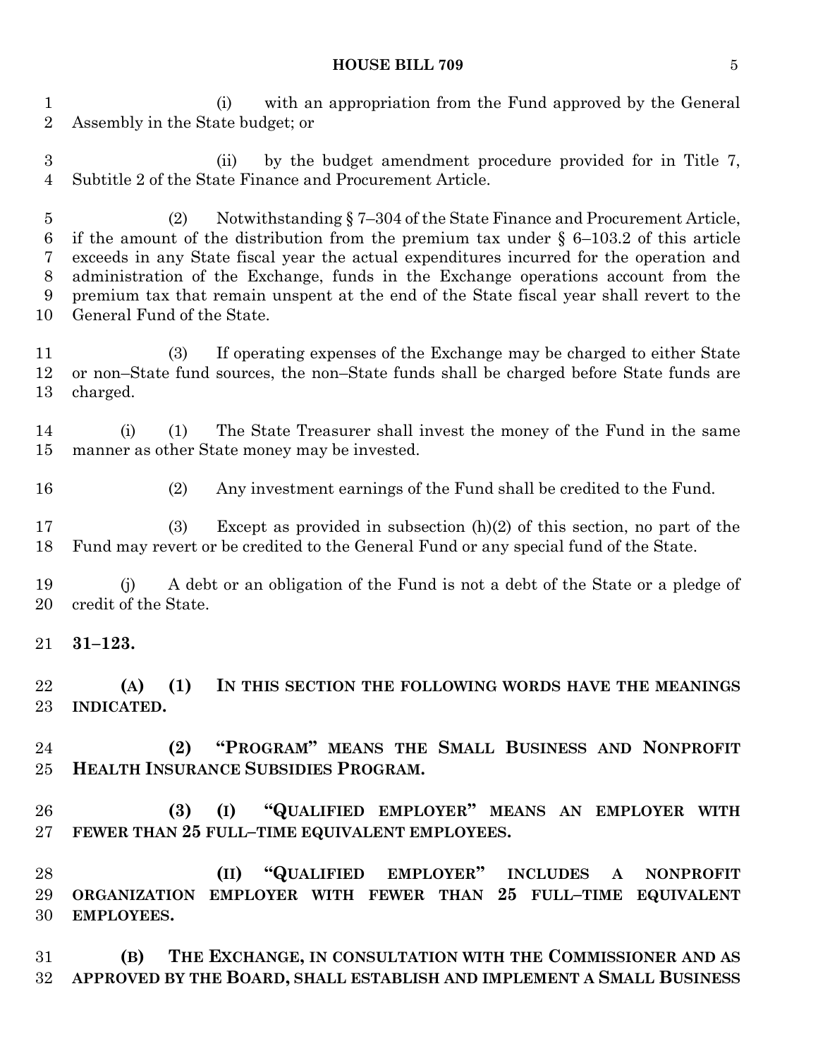(i) with an appropriation from the Fund approved by the General Assembly in the State budget; or

(ii) by the budget amendment procedure provided for in Title 7, Subtitle 2 of the State Finance and Procurement Article.

(2) Notwithstanding § 7–304 of the State Finance and Procurement Article, if the amount of the distribution from the premium tax under § 6–103.2 of this article exceeds in any State fiscal year the actual expenditures incurred for the operation and administration of the Exchange, funds in the Exchange operations account from the premium tax that remain unspent at the end of the State fiscal year shall revert to the General Fund of the State.

(3) If operating expenses of the Exchange may be charged to either State or non–State fund sources, the non–State funds shall be charged before State funds are charged.

(i) (1) The State Treasurer shall invest the money of the Fund in the same manner as other State money may be invested.

(2) Any investment earnings of the Fund shall be credited to the Fund.

(3) Except as provided in subsection (h)(2) of this section, no part of the Fund may revert or be credited to the General Fund or any special fund of the State.

(j) A debt or an obligation of the Fund is not a debt of the State or a pledge of credit of the State.

**31–123.**

**(A) (1) IN THIS SECTION THE FOLLOWING WORDS HAVE THE MEANINGS INDICATED.**

**(2) "PROGRAM" MEANS THE SMALL BUSINESS AND NONPROFIT HEALTH INSURANCE SUBSIDIES PROGRAM.**

**(3) (I) "QUALIFIED EMPLOYER" MEANS AN EMPLOYER WITH FEWER THAN 25 FULL–TIME EQUIVALENT EMPLOYEES.**

**(II) "QUALIFIED EMPLOYER" INCLUDES A NONPROFIT ORGANIZATION EMPLOYER WITH FEWER THAN 25 FULL–TIME EQUIVALENT EMPLOYEES.**

**(B) THE EXCHANGE, IN CONSULTATION WITH THE COMMISSIONER AND AS APPROVED BY THE BOARD, SHALL ESTABLISH AND IMPLEMENT A SMALL BUSINESS**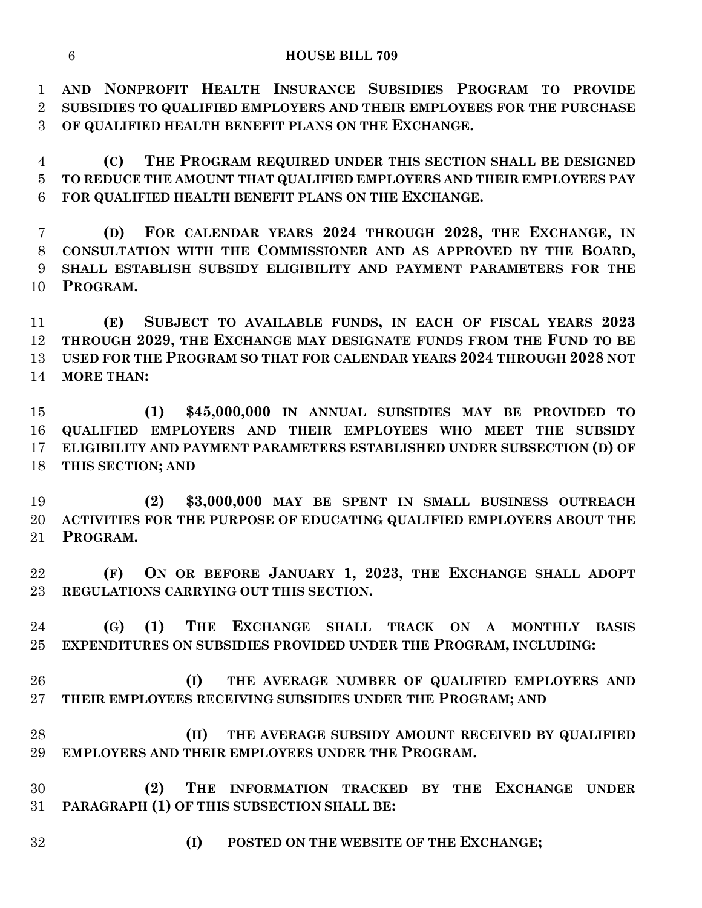**AND NONPROFIT HEALTH INSURANCE SUBSIDIES PROGRAM TO PROVIDE SUBSIDIES TO QUALIFIED EMPLOYERS AND THEIR EMPLOYEES FOR THE PURCHASE OF QUALIFIED HEALTH BENEFIT PLANS ON THE EXCHANGE.**

**(C) THE PROGRAM REQUIRED UNDER THIS SECTION SHALL BE DESIGNED TO REDUCE THE AMOUNT THAT QUALIFIED EMPLOYERS AND THEIR EMPLOYEES PAY FOR QUALIFIED HEALTH BENEFIT PLANS ON THE EXCHANGE.**

**(D) FOR CALENDAR YEARS 2024 THROUGH 2028, THE EXCHANGE, IN CONSULTATION WITH THE COMMISSIONER AND AS APPROVED BY THE BOARD, SHALL ESTABLISH SUBSIDY ELIGIBILITY AND PAYMENT PARAMETERS FOR THE PROGRAM.**

**(E) SUBJECT TO AVAILABLE FUNDS, IN EACH OF FISCAL YEARS 2023 THROUGH 2029, THE EXCHANGE MAY DESIGNATE FUNDS FROM THE FUND TO BE USED FOR THE PROGRAM SO THAT FOR CALENDAR YEARS 2024 THROUGH 2028 NOT MORE THAN:**

**(1) $45,000,000 IN ANNUAL SUBSIDIES MAY BE PROVIDED TO QUALIFIED EMPLOYERS AND THEIR EMPLOYEES WHO MEET THE SUBSIDY ELIGIBILITY AND PAYMENT PARAMETERS ESTABLISHED UNDER SUBSECTION (D) OF THIS SECTION; AND**

**(2) $3,000,000 MAY BE SPENT IN SMALL BUSINESS OUTREACH ACTIVITIES FOR THE PURPOSE OF EDUCATING QUALIFIED EMPLOYERS ABOUT THE PROGRAM.**

**(F) ON OR BEFORE JANUARY 1, 2023, THE EXCHANGE SHALL ADOPT REGULATIONS CARRYING OUT THIS SECTION.**

**(G) (1) THE EXCHANGE SHALL TRACK ON A MONTHLY BASIS EXPENDITURES ON SUBSIDIES PROVIDED UNDER THE PROGRAM, INCLUDING:**

**(I) THE AVERAGE NUMBER OF QUALIFIED EMPLOYERS AND THEIR EMPLOYEES RECEIVING SUBSIDIES UNDER THE PROGRAM; AND**

**(II) THE AVERAGE SUBSIDY AMOUNT RECEIVED BY QUALIFIED EMPLOYERS AND THEIR EMPLOYEES UNDER THE PROGRAM.**

**(2) THE INFORMATION TRACKED BY THE EXCHANGE UNDER PARAGRAPH (1) OF THIS SUBSECTION SHALL BE:**

**(I) POSTED ON THE WEBSITE OF THE EXCHANGE;**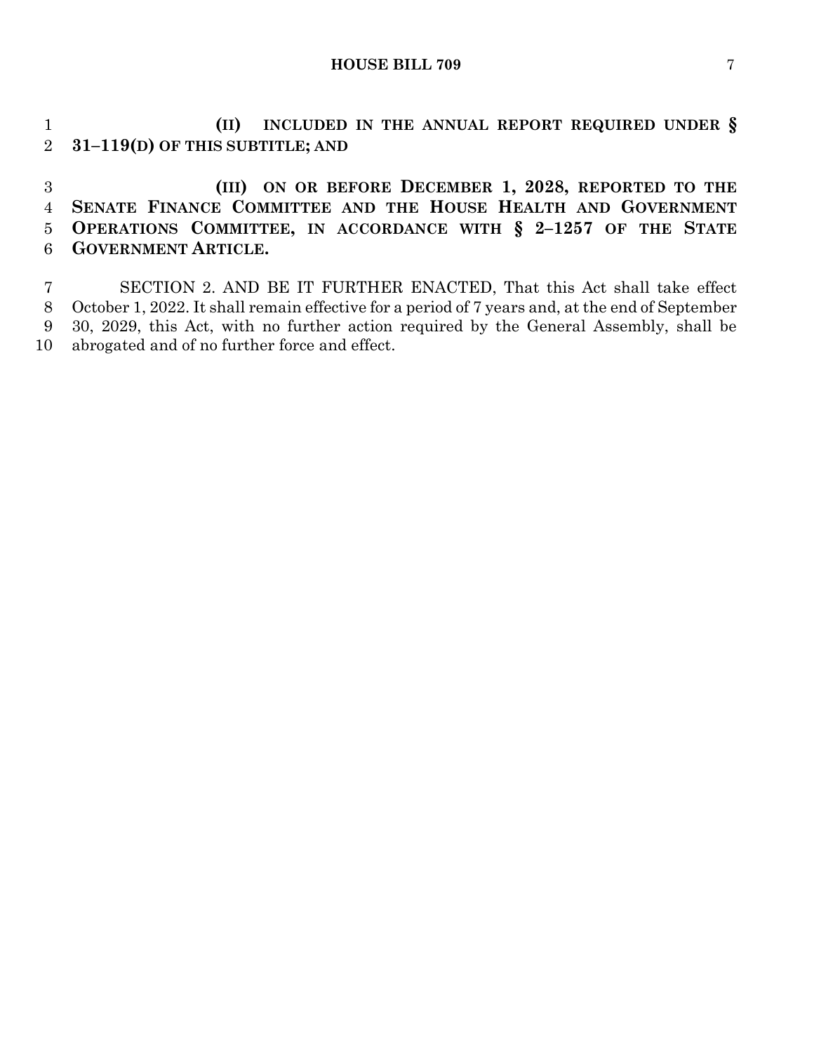**(II) INCLUDED IN THE ANNUAL REPORT REQUIRED UNDER § 31–119(D) OF THIS SUBTITLE; AND**

**(III) ON OR BEFORE DECEMBER 1, 2028, REPORTED TO THE SENATE FINANCE COMMITTEE AND THE HOUSE HEALTH AND GOVERNMENT OPERATIONS COMMITTEE, IN ACCORDANCE WITH § 2–1257 OF THE STATE GOVERNMENT ARTICLE.**

SECTION 2. AND BE IT FURTHER ENACTED, That this Act shall take effect October 1, 2022. It shall remain effective for a period of 7 years and, at the end of September 30, 2029, this Act, with no further action required by the General Assembly, shall be abrogated and of no further force and effect.